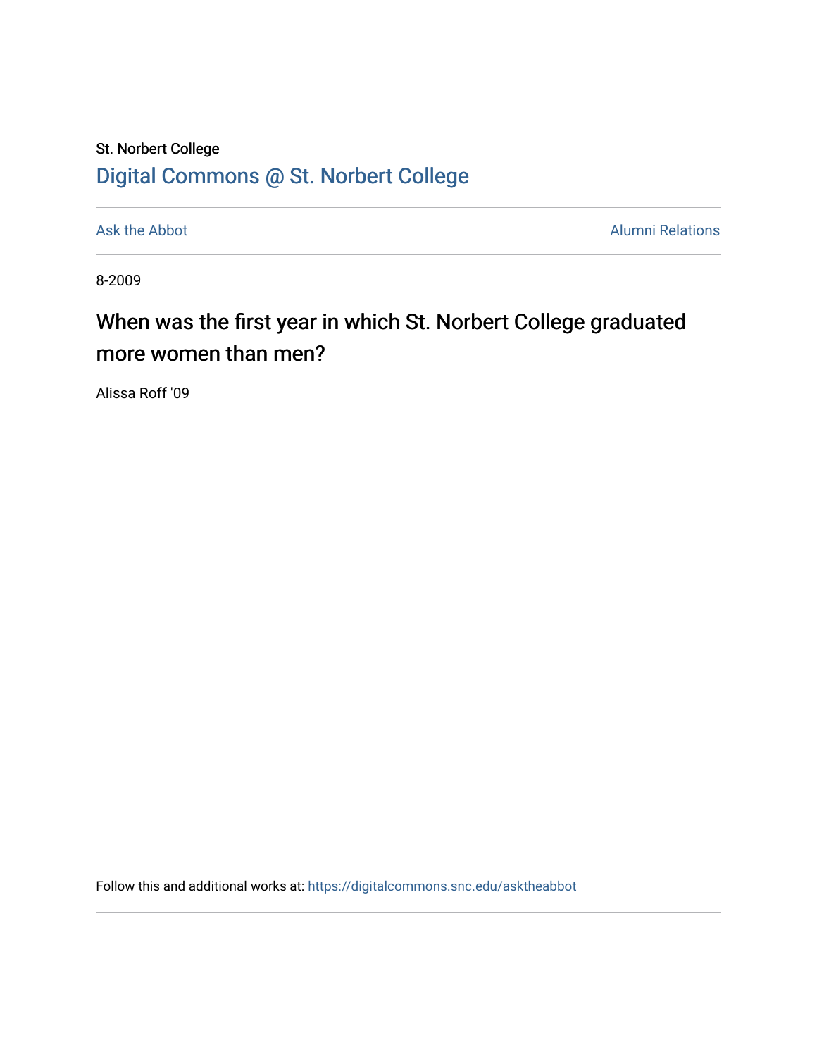St. Norbert College

[Digital Commons @ St. Norbert College](https://digitalcommons.snc.edu)

Ask the Abbot | Alumni Relations

8-2009

# When was the first year in which St. Norbert College graduated more women than men?

Alissa Roff '09

Follow this and additional works at: https://digitalcommons.snc.edu/asktheabbot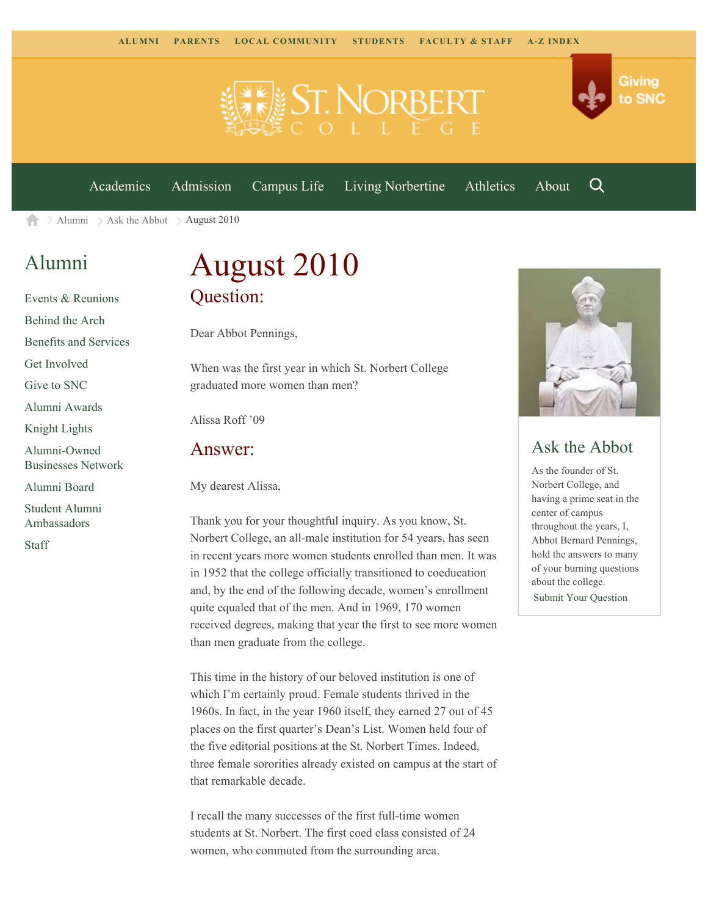ALUMNI PARENTS LOCAL COMMUNITY STUDENTS FACULTY & STAFF A-Z INDEX

Giving to SNC

Academics Admission Campus Life Living Norbertine Athletics About

Alumni > Ask the Abbot > August 2010

## Alumni

- Events & Reunions
- Behind the Arch
- Benefits and Services
- Get Involved
- Give to SNC
- Alumni Awards
- Knight Lights
- Alumni-Owned Businesses Network
- Alumni Board
- Student Alumni Ambassadors
- Staff

# August 2010

## Question:

Dear Abbot Pennings,

When was the first year in which St. Norbert College graduated more women than men?

Alissa Roff '09

## Answer:

My dearest Alissa,

Thank you for your thoughtful inquiry. As you know, St. Norbert College, an all-male institution for 54 years, has seen in recent years more women students enrolled than men. It was in 1952 that the college officially transitioned to coeducation and, by the end of the following decade, women's enrollment quite equaled that of the men. And in 1969, 170 women received degrees, making that year the first to see more women than men graduate from the college.

This time in the history of our beloved institution is one of which I'm certainly proud. Female students thrived in the 1960s. In fact, in the year 1960 itself, they earned 27 out of 45 places on the first quarter's Dean's List. Women held four of the five editorial positions at the St. Norbert Times. Indeed, three female sororities already existed on campus at the start of that remarkable decade.

I recall the many successes of the first full-time women students at St. Norbert. The first coed class consisted of 24 women, who commuted from the surrounding area.

## Ask the Abbot

As the founder of St. Norbert College, and having a prime seat in the center of campus throughout the years, I, Abbot Bernard Pennings, hold the answers to many of your burning questions about the college.

Submit Your Question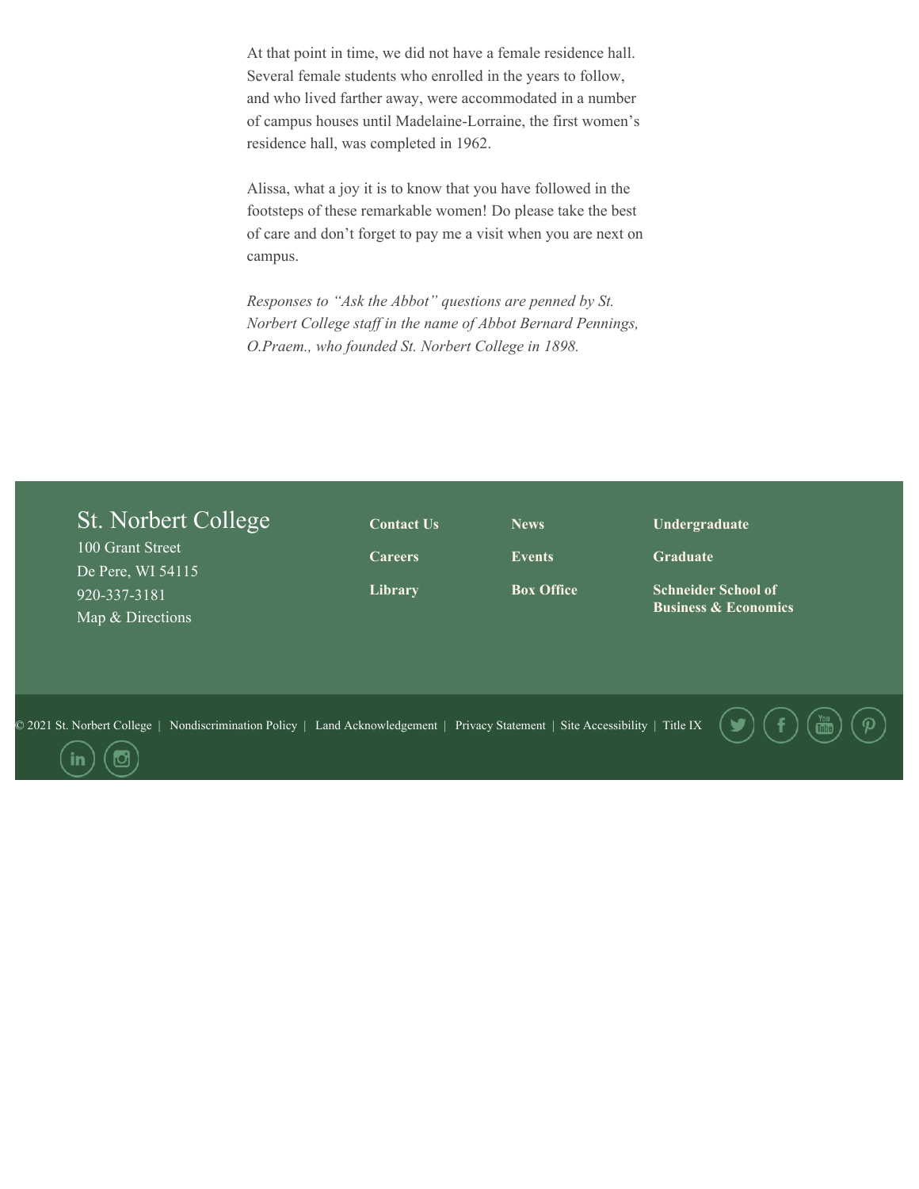At that point in time, we did not have a female residence hall. Several female students who enrolled in the years to follow, and who lived farther away, were accommodated in a number of campus houses until Madelaine-Lorraine, the first women's residence hall, was completed in 1962.

Alissa, what a joy it is to know that you have followed in the footsteps of these remarkable women! Do please take the best of care and don't forget to pay me a visit when you are next on campus.

*Responses to "Ask the Abbot" questions are penned by St. Norbert College staff in the name of Abbot Bernard Pennings, O.Praem., who founded St. Norbert College in 1898.*

St. Norbert College
100 Grant Street
De Pere, WI 54115
920-337-3181
Map & Directions

**Contact Us**
**Careers**
**Library**

**News**
**Events**
**Box Office**

**Undergraduate**
**Graduate**
**Schneider School of Business & Economics**

© 2021 St. Norbert College | Nondiscrimination Policy | Land Acknowledgement | Privacy Statement | Site Accessibility | Title IX